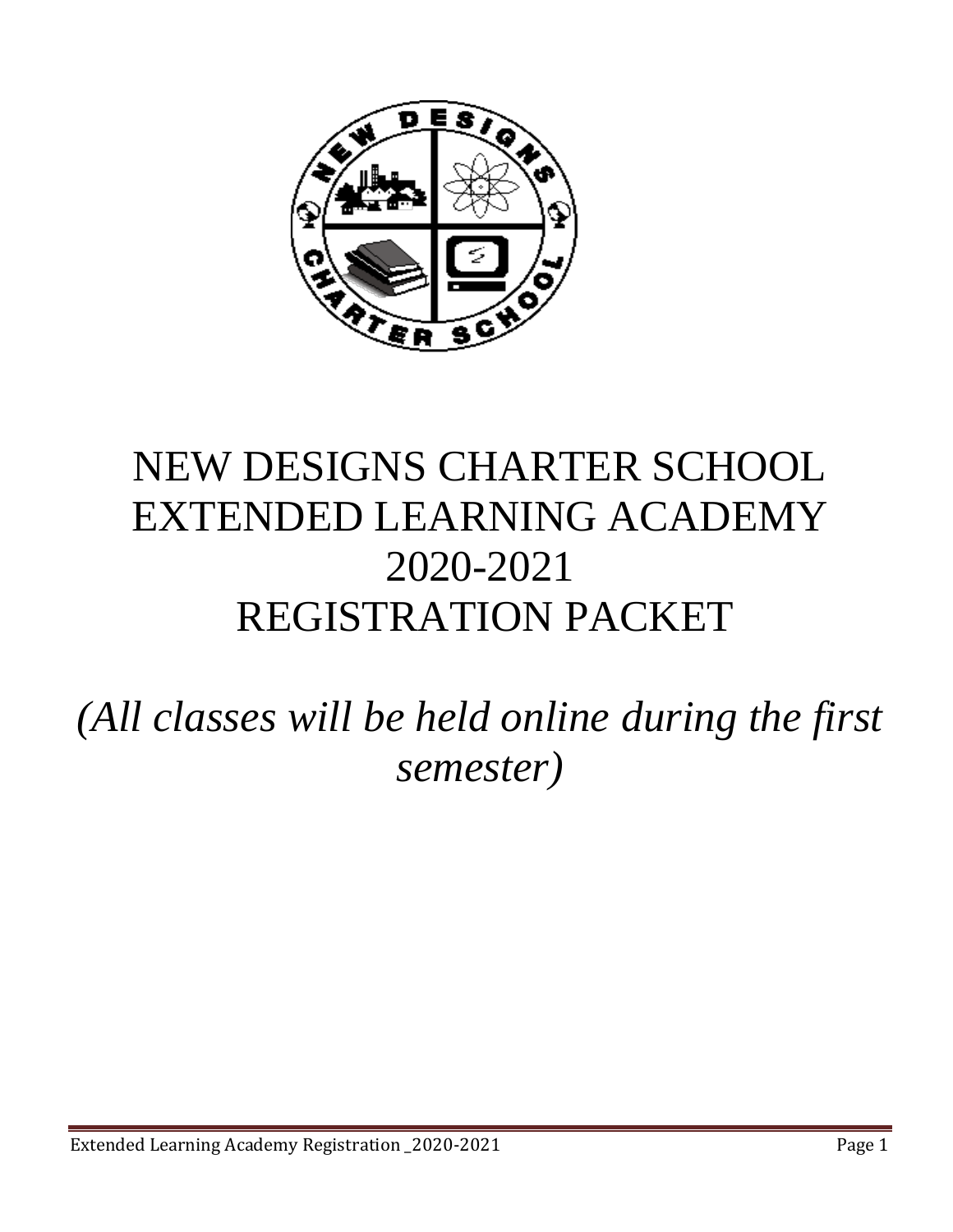# NEW DESIGNS CHARTER SCHOOL EXTENDED LEARNING ACADEMY 2020-2021 REGISTRATION PACKET

*(All classes will be held online during the first semester)*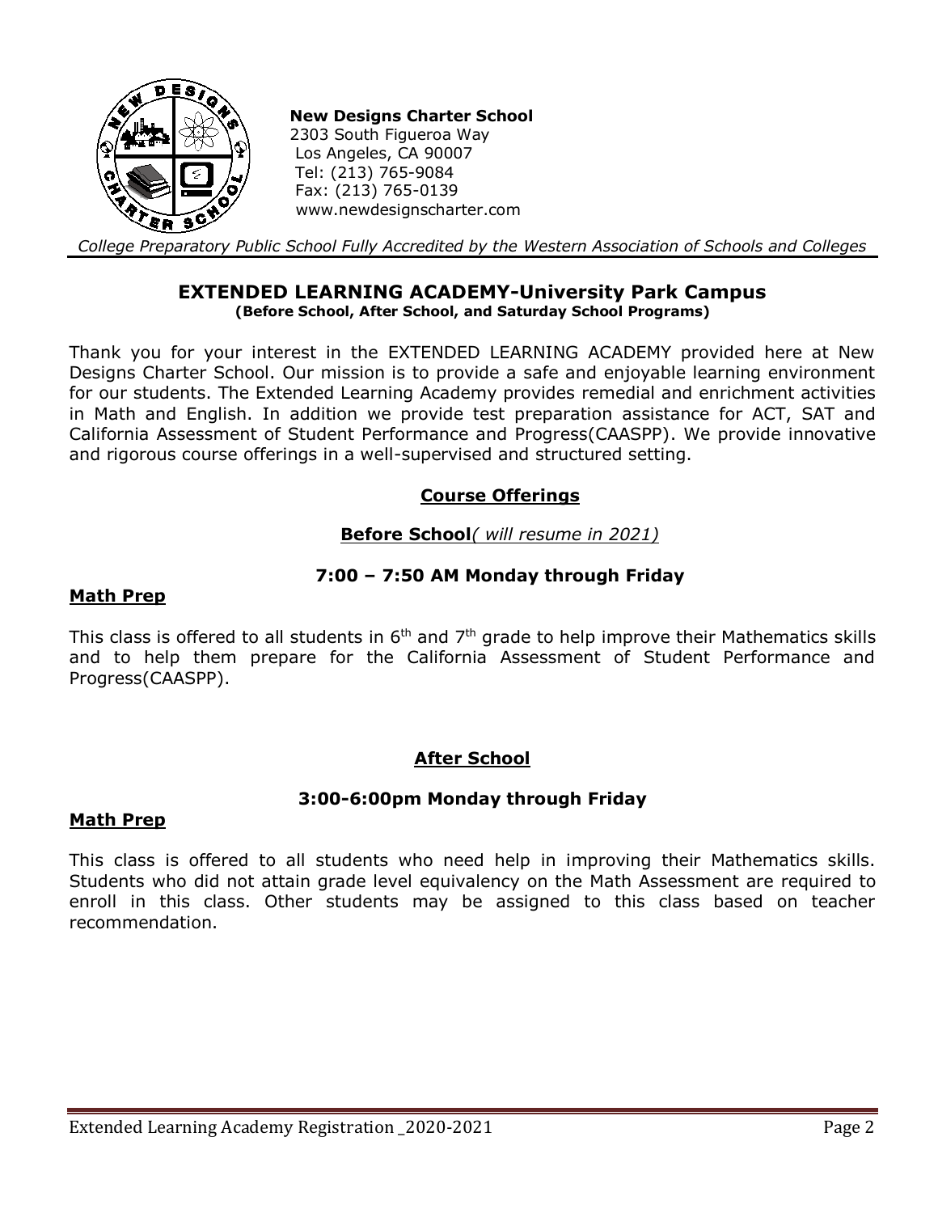**New Designs Charter School**
2303 South Figueroa Way
Los Angeles, CA 90007
Tel: (213) 765-9084
Fax: (213) 765-0139
www.newdesignscharter.com

*College Preparatory Public School Fully Accredited by the Western Association of Schools and Colleges*

## EXTENDED LEARNING ACADEMY-University Park Campus

**(Before School, After School, and Saturday School Programs)**

Thank you for your interest in the EXTENDED LEARNING ACADEMY provided here at New Designs Charter School. Our mission is to provide a safe and enjoyable learning environment for our students. The Extended Learning Academy provides remedial and enrichment activities in Math and English. In addition we provide test preparation assistance for ACT, SAT and California Assessment of Student Performance and Progress(CAASPP). We provide innovative and rigorous course offerings in a well-supervised and structured setting.

### Course Offerings

### Before School*( will resume in 2021)*

**7:00 – 7:50 AM Monday through Friday**

**Math Prep**

This class is offered to all students in 6th and 7th grade to help improve their Mathematics skills and to help them prepare for the California Assessment of Student Performance and Progress(CAASPP).

### After School

**3:00-6:00pm Monday through Friday**

**Math Prep**

This class is offered to all students who need help in improving their Mathematics skills. Students who did not attain grade level equivalency on the Math Assessment are required to enroll in this class. Other students may be assigned to this class based on teacher recommendation.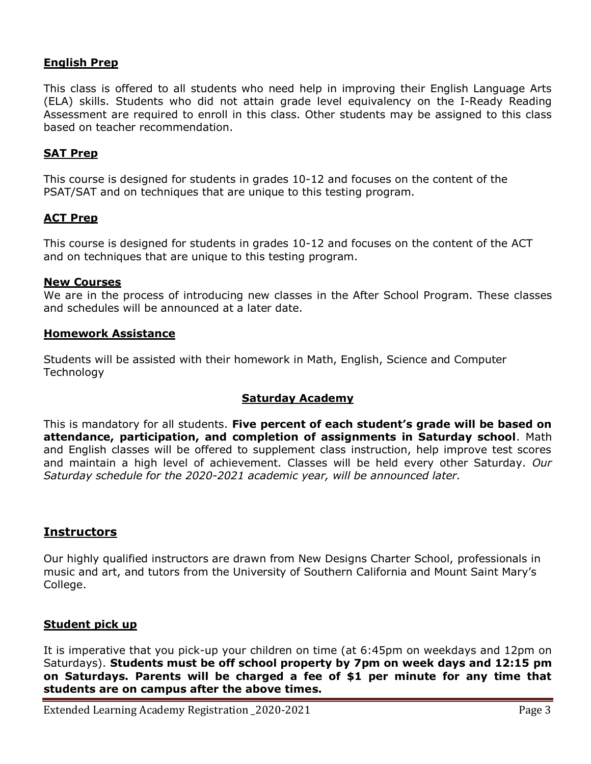### English Prep

This class is offered to all students who need help in improving their English Language Arts (ELA) skills. Students who did not attain grade level equivalency on the I-Ready Reading Assessment are required to enroll in this class. Other students may be assigned to this class based on teacher recommendation.

### SAT Prep

This course is designed for students in grades 10-12 and focuses on the content of the PSAT/SAT and on techniques that are unique to this testing program.

### ACT Prep

This course is designed for students in grades 10-12 and focuses on the content of the ACT and on techniques that are unique to this testing program.

### New Courses

We are in the process of introducing new classes in the After School Program. These classes and schedules will be announced at a later date.

### Homework Assistance

Students will be assisted with their homework in Math, English, Science and Computer Technology

### Saturday Academy

This is mandatory for all students. **Five percent of each student's grade will be based on attendance, participation, and completion of assignments in Saturday school**. Math and English classes will be offered to supplement class instruction, help improve test scores and maintain a high level of achievement. Classes will be held every other Saturday. *Our Saturday schedule for the 2020-2021 academic year, will be announced later.*

## Instructors

Our highly qualified instructors are drawn from New Designs Charter School, professionals in music and art, and tutors from the University of Southern California and Mount Saint Mary's College.

### Student pick up

It is imperative that you pick-up your children on time (at 6:45pm on weekdays and 12pm on Saturdays). **Students must be off school property by 7pm on week days and 12:15 pm on Saturdays. Parents will be charged a fee of $1 per minute for any time that students are on campus after the above times.**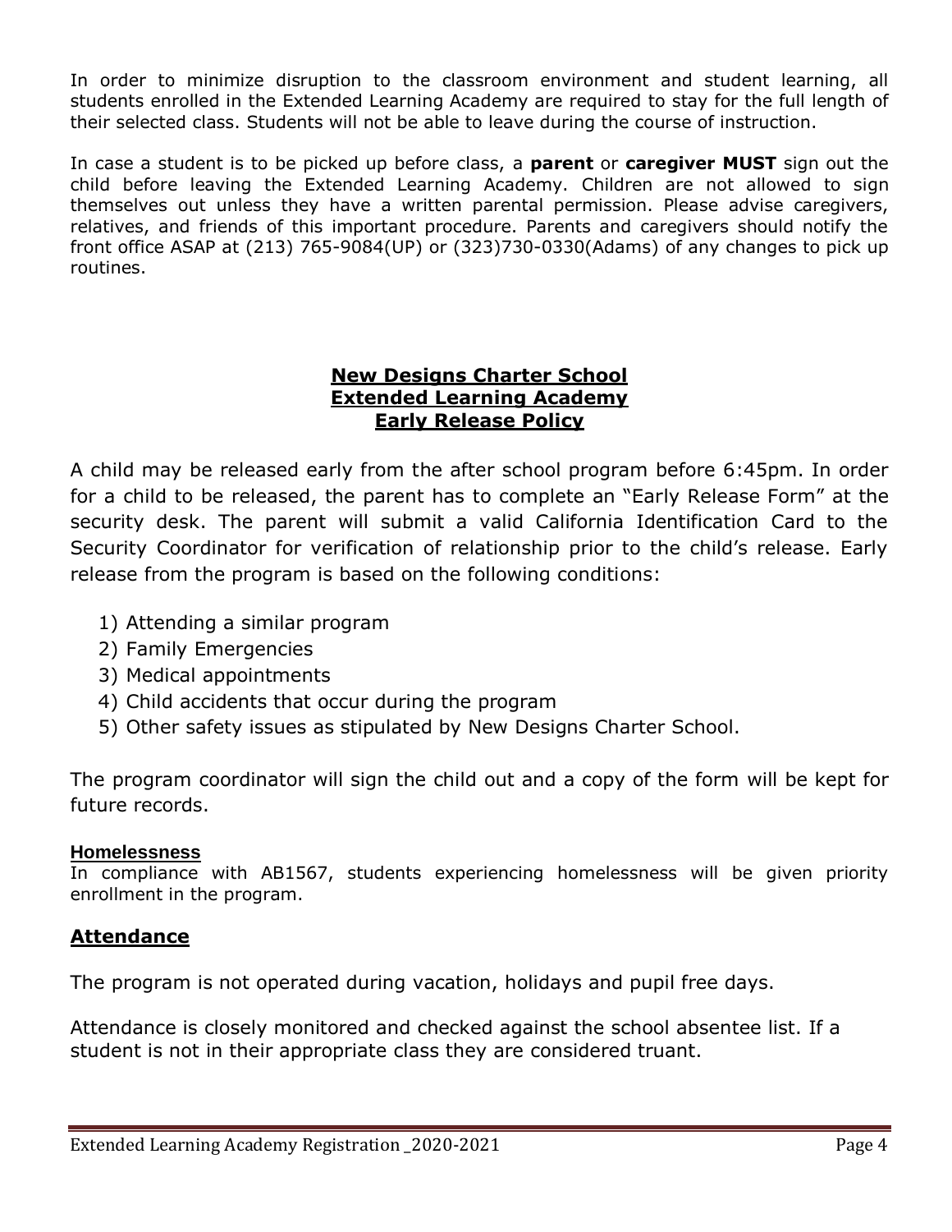In order to minimize disruption to the classroom environment and student learning, all students enrolled in the Extended Learning Academy are required to stay for the full length of their selected class. Students will not be able to leave during the course of instruction.

In case a student is to be picked up before class, a **parent** or **caregiver MUST** sign out the child before leaving the Extended Learning Academy. Children are not allowed to sign themselves out unless they have a written parental permission. Please advise caregivers, relatives, and friends of this important procedure. Parents and caregivers should notify the front office ASAP at (213) 765-9084(UP) or (323)730-0330(Adams) of any changes to pick up routines.

## New Designs Charter School
## Extended Learning Academy
## Early Release Policy

A child may be released early from the after school program before 6:45pm. In order for a child to be released, the parent has to complete an "Early Release Form" at the security desk. The parent will submit a valid California Identification Card to the Security Coordinator for verification of relationship prior to the child's release. Early release from the program is based on the following conditions:

1) Attending a similar program
2) Family Emergencies
3) Medical appointments
4) Child accidents that occur during the program
5) Other safety issues as stipulated by New Designs Charter School.

The program coordinator will sign the child out and a copy of the form will be kept for future records.

### Homelessness

In compliance with AB1567, students experiencing homelessness will be given priority enrollment in the program.

## Attendance

The program is not operated during vacation, holidays and pupil free days.

Attendance is closely monitored and checked against the school absentee list. If a student is not in their appropriate class they are considered truant.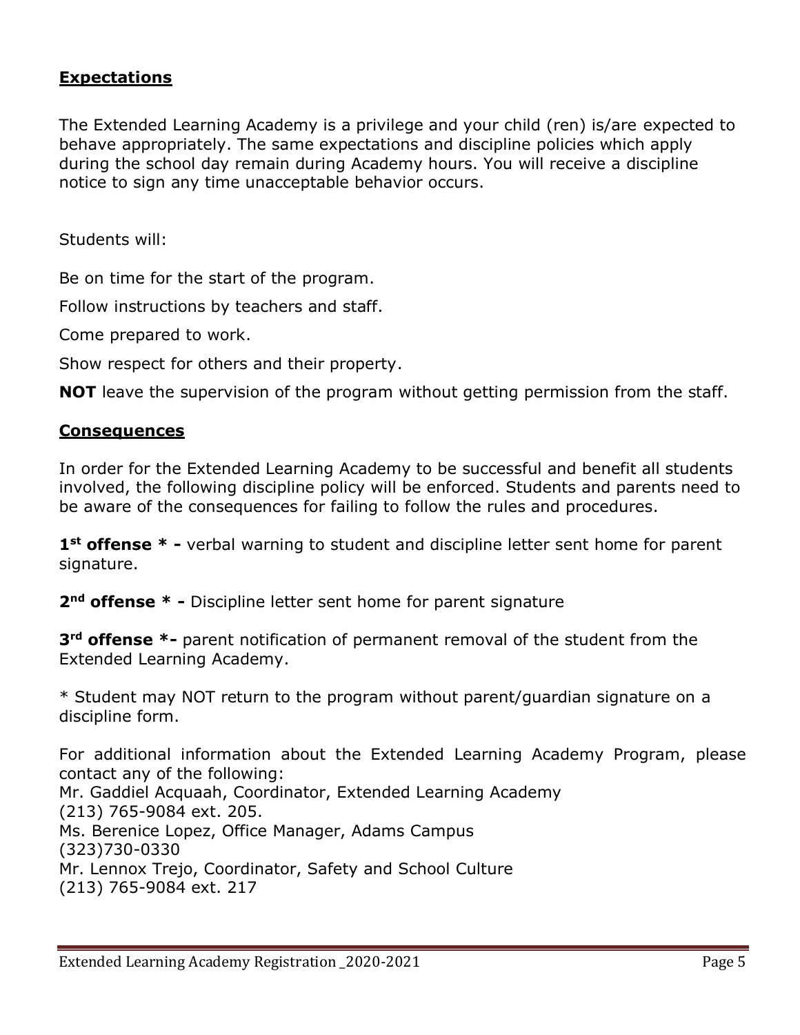## Expectations

The Extended Learning Academy is a privilege and your child (ren) is/are expected to behave appropriately. The same expectations and discipline policies which apply during the school day remain during Academy hours. You will receive a discipline notice to sign any time unacceptable behavior occurs.

Students will:

Be on time for the start of the program.

Follow instructions by teachers and staff.

Come prepared to work.

Show respect for others and their property.

**NOT** leave the supervision of the program without getting permission from the staff.

## Consequences

In order for the Extended Learning Academy to be successful and benefit all students involved, the following discipline policy will be enforced. Students and parents need to be aware of the consequences for failing to follow the rules and procedures.

**1st offense * -** verbal warning to student and discipline letter sent home for parent signature.

**2nd offense * -** Discipline letter sent home for parent signature

**3rd offense *-** parent notification of permanent removal of the student from the Extended Learning Academy.

* Student may NOT return to the program without parent/guardian signature on a discipline form.

For additional information about the Extended Learning Academy Program, please contact any of the following:
Mr. Gaddiel Acquaah, Coordinator, Extended Learning Academy
(213) 765-9084 ext. 205.
Ms. Berenice Lopez, Office Manager, Adams Campus
(323)730-0330
Mr. Lennox Trejo, Coordinator, Safety and School Culture
(213) 765-9084 ext. 217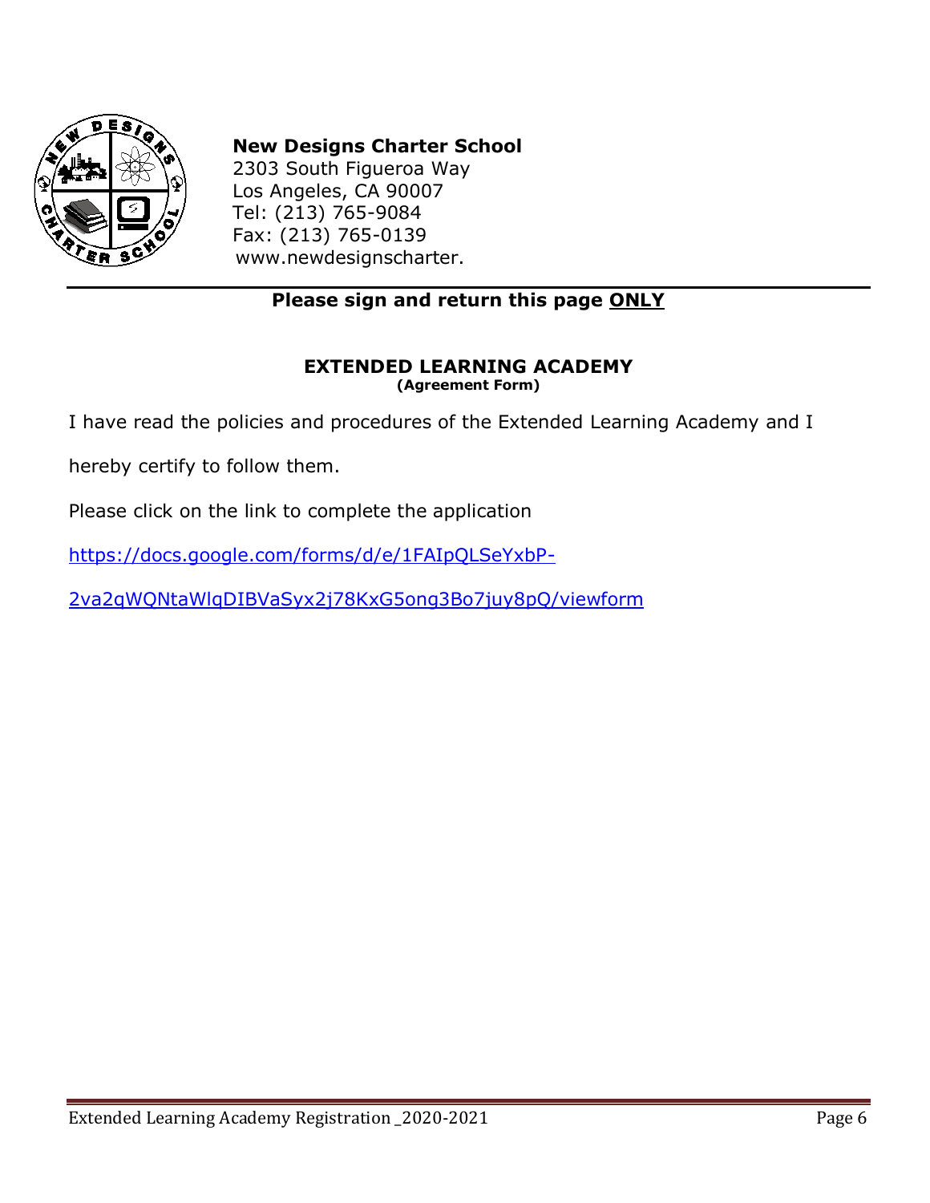**New Designs Charter School**
2303 South Figueroa Way
Los Angeles, CA 90007
Tel: (213) 765-9084
Fax: (213) 765-0139
www.newdesignscharter.

**Please sign and return this page <u>ONLY</u>**

## EXTENDED LEARNING ACADEMY

**(Agreement Form)**

I have read the policies and procedures of the Extended Learning Academy and I hereby certify to follow them.

Please click on the link to complete the application

https://docs.google.com/forms/d/e/1FAIpQLSeYxbP-2va2qWQNtaWlqDIBVaSyx2j78KxG5ong3Bo7juy8pQ/viewform